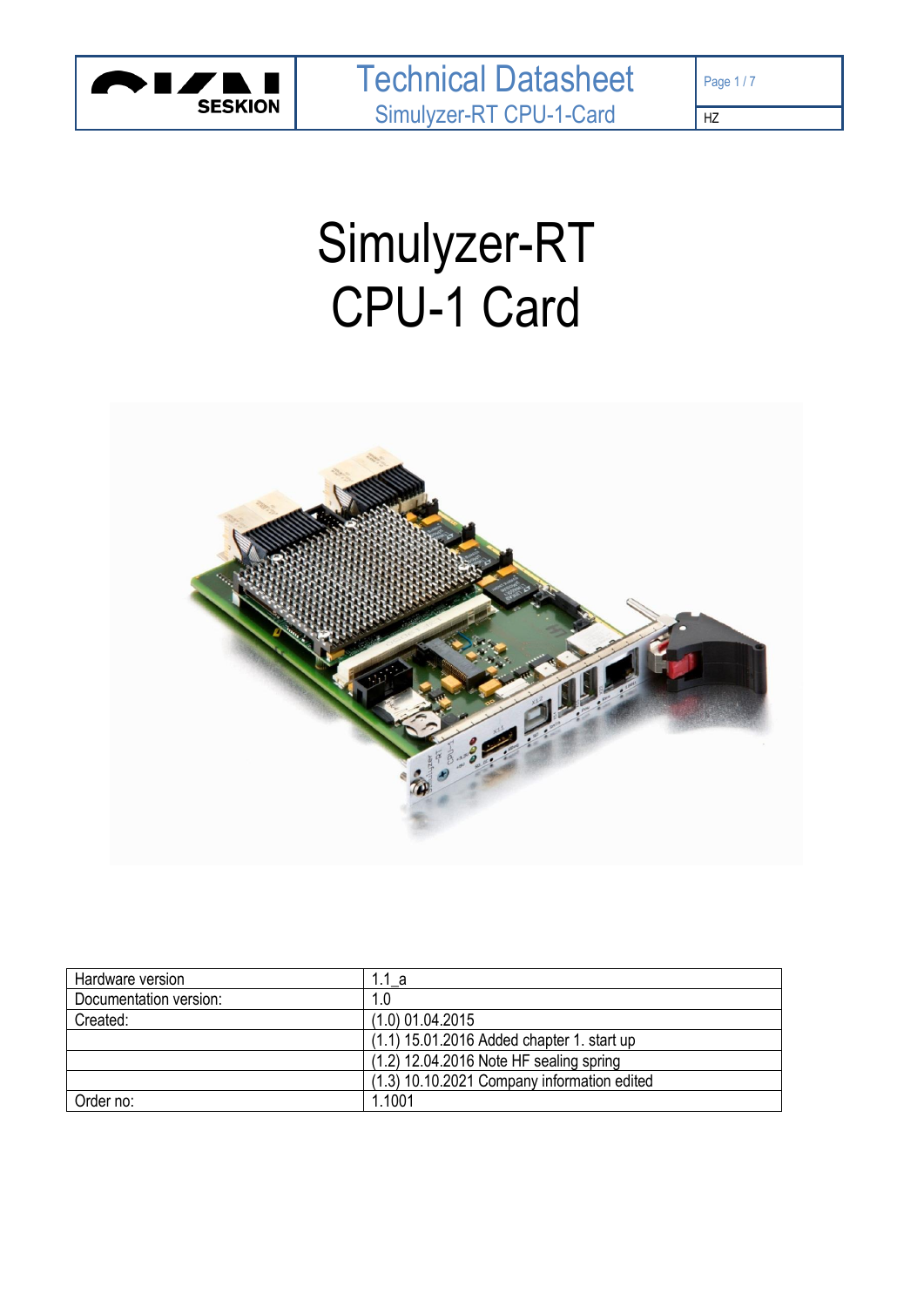# Simulyzer-RT
# CPU-1 Card

| Hardware version | 1.1_a |
|---|---|
| Documentation version: | 1.0 |
| Created: | (1.0) 01.04.2015 |
| | (1.1) 15.01.2016 Added chapter 1. start up |
| | (1.2) 12.04.2016 Note HF sealing spring |
| | (1.3) 10.10.2021 Company information edited |
| Order no: | 1.1001 |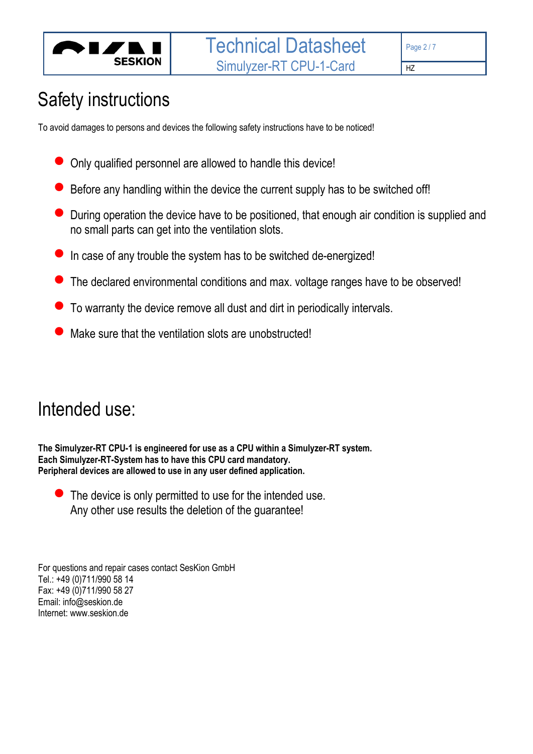# Safety instructions

To avoid damages to persons and devices the following safety instructions have to be noticed!

- Only qualified personnel are allowed to handle this device!
- Before any handling within the device the current supply has to be switched off!
- During operation the device have to be positioned, that enough air condition is supplied and no small parts can get into the ventilation slots.
- In case of any trouble the system has to be switched de-energized!
- The declared environmental conditions and max. voltage ranges have to be observed!
- To warranty the device remove all dust and dirt in periodically intervals.
- Make sure that the ventilation slots are unobstructed!

# Intended use:

**The Simulyzer-RT CPU-1 is engineered for use as a CPU within a Simulyzer-RT system.**
**Each Simulyzer-RT-System has to have this CPU card mandatory.**
**Peripheral devices are allowed to use in any user defined application.**

- The device is only permitted to use for the intended use.
  Any other use results the deletion of the guarantee!

For questions and repair cases contact SesKion GmbH
Tel.: +49 (0)711/990 58 14
Fax: +49 (0)711/990 58 27
Email: info@seskion.de
Internet: www.seskion.de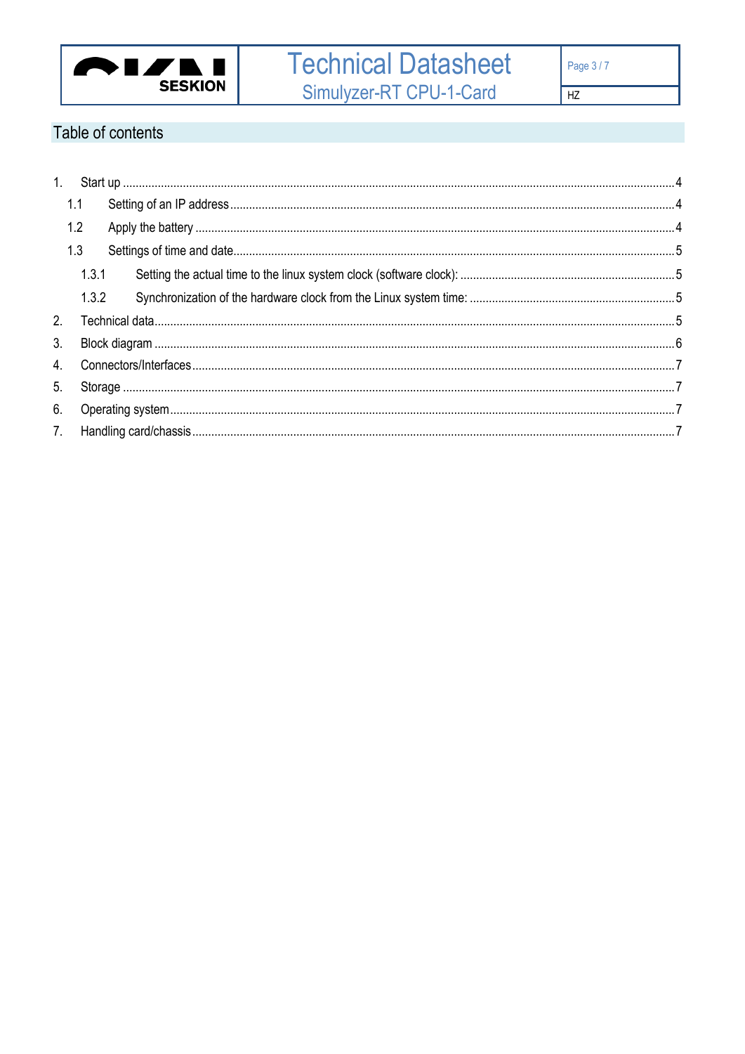## Table of contents

1. Start up ....................................................................................................................................................... 4
   - 1.1 Setting of an IP address ......................................................................................................................... 4
   - 1.2 Apply the battery ..................................................................................................................................... 4
   - 1.3 Settings of time and date......................................................................................................................... 5
     - 1.3.1 Setting the actual time to the linux system clock (software clock): ................................................... 5
     - 1.3.2 Synchronization of the hardware clock from the Linux system time: ................................................. 5
2. Technical data.................................................................................................................................................. 5
3. Block diagram .................................................................................................................................................. 6
4. Connectors/Interfaces ...................................................................................................................................... 7
5. Storage ............................................................................................................................................................ 7
6. Operating system............................................................................................................................................. 7
7. Handling card/chassis ...................................................................................................................................... 7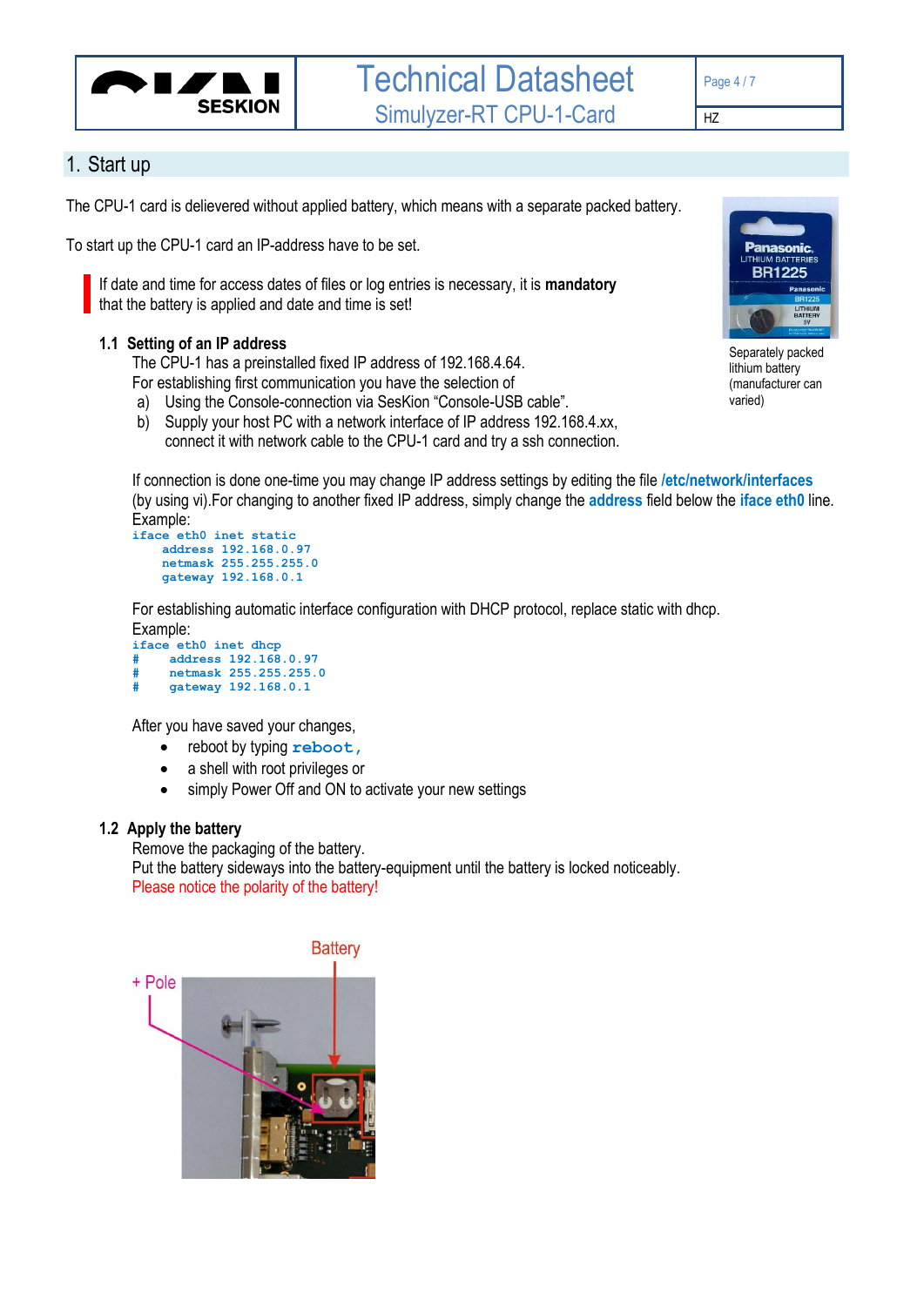# 1. Start up

The CPU-1 card is delievered without applied battery, which means with a separate packed battery.

To start up the CPU-1 card an IP-address have to be set.

If date and time for access dates of files or log entries is necessary, it is **mandatory** that the battery is applied and date and time is set!

Separately packed lithium battery (manufacturer can varied)

## 1.1 Setting of an IP address

The CPU-1 has a preinstalled fixed IP address of 192.168.4.64.
For establishing first communication you have the selection of

a) Using the Console-connection via SesKion "Console-USB cable".
b) Supply your host PC with a network interface of IP address 192.168.4.xx, connect it with network cable to the CPU-1 card and try a ssh connection.

If connection is done one-time you may change IP address settings by editing the file **/etc/network/interfaces** (by using vi).For changing to another fixed IP address, simply change the **address** field below the **iface eth0** line.
Example:

```
iface eth0 inet static
    address 192.168.0.97
    netmask 255.255.255.0
    gateway 192.168.0.1
```

For establishing automatic interface configuration with DHCP protocol, replace static with dhcp.
Example:

```
iface eth0 inet dhcp
#    address 192.168.0.97
#    netmask 255.255.255.0
#    gateway 192.168.0.1
```

After you have saved your changes,

- reboot by typing `reboot`,
- a shell with root privileges or
- simply Power Off and ON to activate your new settings

## 1.2 Apply the battery

Remove the packaging of the battery.
Put the battery sideways into the battery-equipment until the battery is locked noticeably.
Please notice the polarity of the battery!

Battery

+ Pole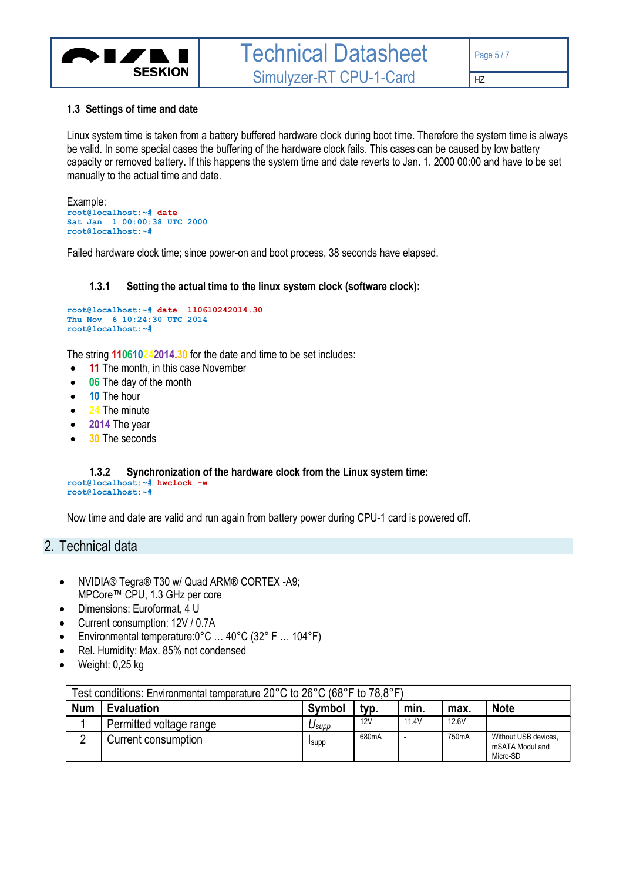### 1.3 Settings of time and date

Linux system time is taken from a battery buffered hardware clock during boot time. Therefore the system time is always be valid. In some special cases the buffering of the hardware clock fails. This cases can be caused by low battery capacity or removed battery. If this happens the system time and date reverts to Jan. 1. 2000 00:00 and have to be set manually to the actual time and date.

Example:

```
root@localhost:~# date
Sat Jan  1 00:00:38 UTC 2000
root@localhost:~#
```

Failed hardware clock time; since power-on and boot process, 38 seconds have elapsed.

#### 1.3.1 Setting the actual time to the linux system clock (software clock):

```
root@localhost:~# date  110610242014.30
Thu Nov  6 10:24:30 UTC 2014
root@localhost:~#
```

The string 110610242014.30 for the date and time to be set includes:

- 11 The month, in this case November
- 06 The day of the month
- 10 The hour
- 24 The minute
- 2014 The year
- 30 The seconds

#### 1.3.2 Synchronization of the hardware clock from the Linux system time:

```
root@localhost:~# hwclock -w
root@localhost:~#
```

Now time and date are valid and run again from battery power during CPU-1 card is powered off.

## 2. Technical data

- NVIDIA® Tegra® T30 w/ Quad ARM® CORTEX -A9;
  MPCore™ CPU, 1.3 GHz per core
- Dimensions: Euroformat, 4 U
- Current consumption: 12V / 0.7A
- Environmental temperature:0°C … 40°C (32° F … 104°F)
- Rel. Humidity: Max. 85% not condensed
- Weight: 0,25 kg

| Test conditions: Environmental temperature 20°C to 26°C (68°F to 78,8°F) | | | | | | |
|---|---|---|---|---|---|---|
| **Num** | **Evaluation** | **Symbol** | **typ.** | **min.** | **max.** | **Note** |
| 1 | Permitted voltage range | $U_{supp}$ | 12V | 11.4V | 12.6V | |
| 2 | Current consumption | $I_{supp}$ | 680mA | - | 750mA | Without USB devices, mSATA Modul and Micro-SD |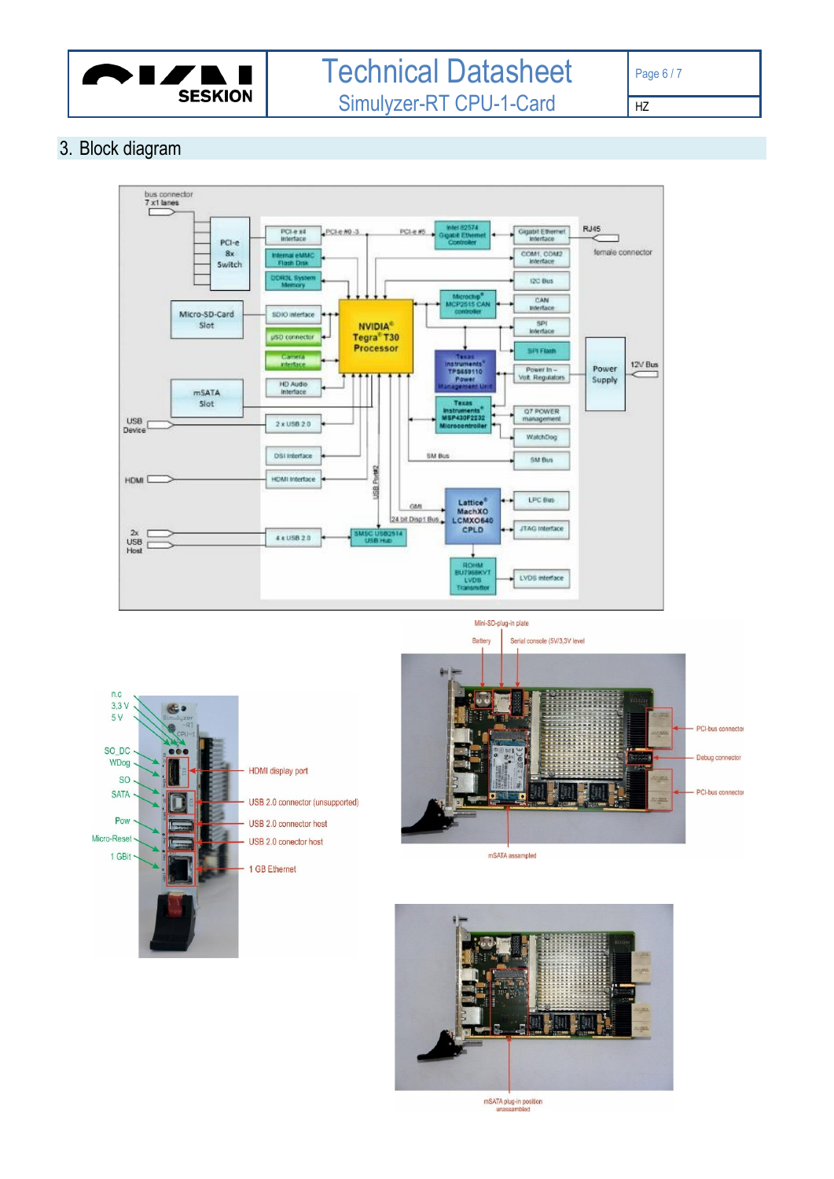## 3. Block diagram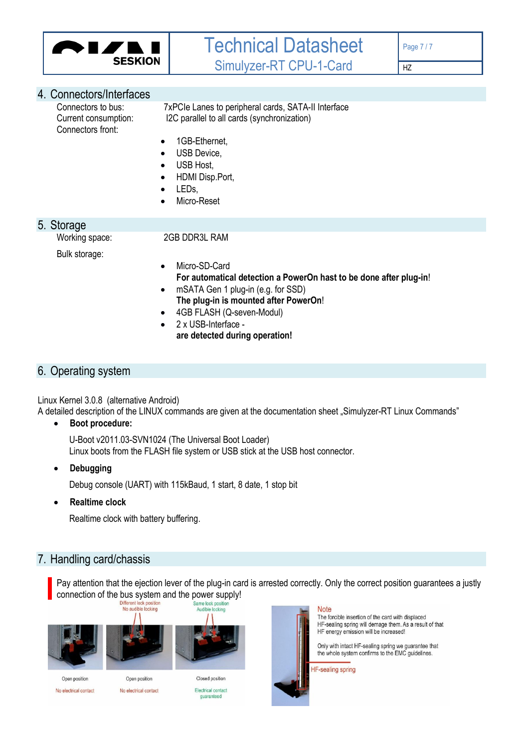## 4. Connectors/Interfaces

Connectors to bus: 7xPCIe Lanes to peripheral cards, SATA-II Interface

Current consumption: I2C parallel to all cards (synchronization)

Connectors front:

- 1GB-Ethernet,
- USB Device,
- USB Host,
- HDMI Disp.Port,
- LEDs,
- Micro-Reset

## 5. Storage

Working space: 2GB DDR3L RAM

Bulk storage:

- Micro-SD-Card
  **For automatical detection a PowerOn hast to be done after plug-in**!
- mSATA Gen 1 plug-in (e.g. for SSD)
  **The plug-in is mounted after PowerOn**!
- 4GB FLASH (Q-seven-Modul)
- 2 x USB-Interface -
  **are detected during operation!**

## 6. Operating system

Linux Kernel 3.0.8 (alternative Android)
A detailed description of the LINUX commands are given at the documentation sheet „Simulyzer-RT Linux Commands"

- **Boot procedure:**

  U-Boot v2011.03-SVN1024 (The Universal Boot Loader)
  Linux boots from the FLASH file system or USB stick at the USB host connector.

- **Debugging**

  Debug console (UART) with 115kBaud, 1 start, 8 date, 1 stop bit

- **Realtime clock**

  Realtime clock with battery buffering.

## 7. Handling card/chassis

Pay attention that the ejection lever of the plug-in card is arrested correctly. Only the correct position guarantees a justly connection of the bus system and the power supply!

Different lock position
No audible locking

Same lock position
Audible locking

Open position
No electrical contact

Open position
No electrical contact

Closed position
Electrical contact guaranteed

Note
The forcible insertion of the card with displaced HF-sealing spring will damage them. As a result of that HF energy emission will be increased!

Only with intact HF-sealing spring we guarantee that the whole system confirms to the EMC guidelines.

HF-sealing spring